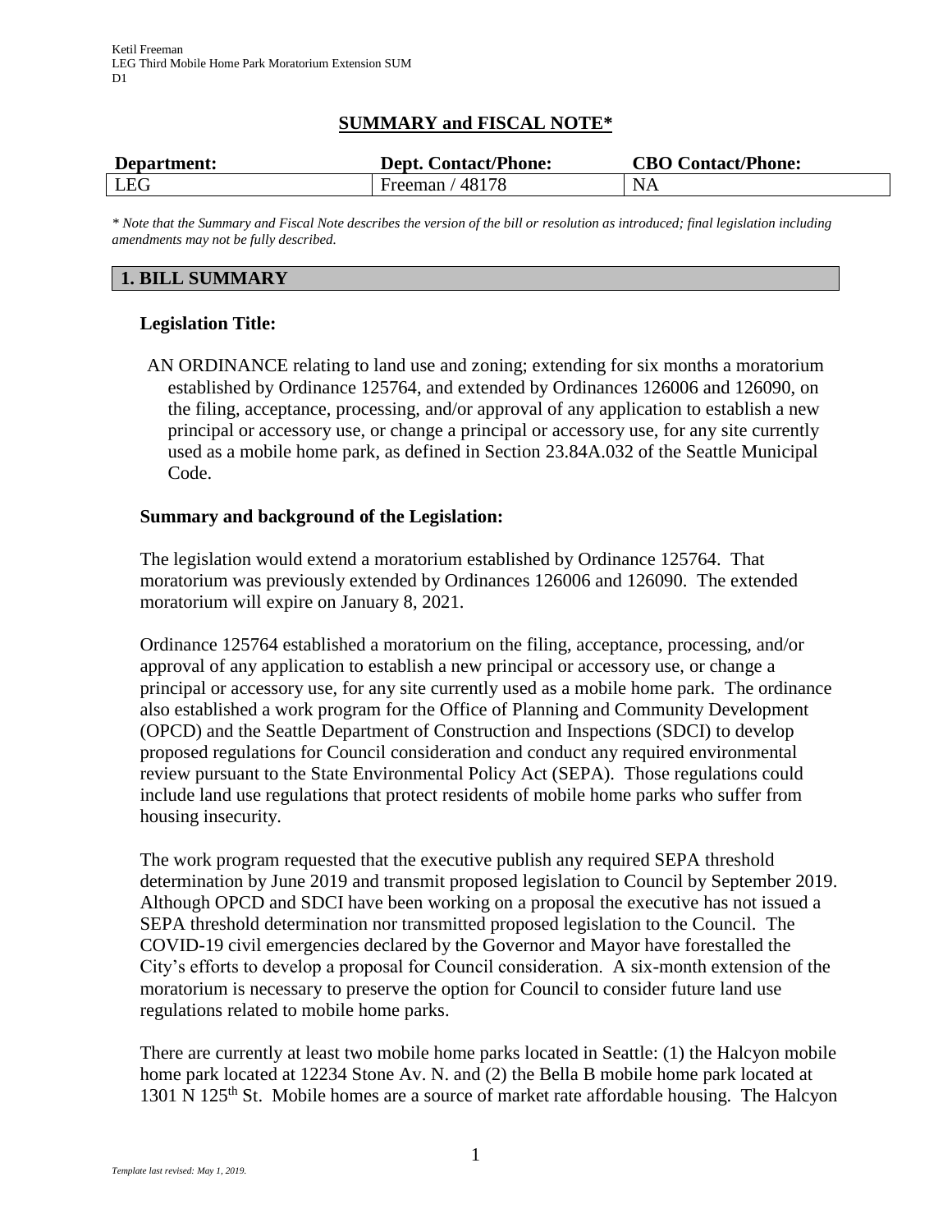Ketil Freeman
LEG Third Mobile Home Park Moratorium Extension SUM
D1

# SUMMARY and FISCAL NOTE*

| Department: | Dept. Contact/Phone: | CBO Contact/Phone: |
|---|---|---|
| LEG | Freeman / 48178 | NA |

*\* Note that the Summary and Fiscal Note describes the version of the bill or resolution as introduced; final legislation including amendments may not be fully described.*

## 1. BILL SUMMARY

### Legislation Title:

AN ORDINANCE relating to land use and zoning; extending for six months a moratorium established by Ordinance 125764, and extended by Ordinances 126006 and 126090, on the filing, acceptance, processing, and/or approval of any application to establish a new principal or accessory use, or change a principal or accessory use, for any site currently used as a mobile home park, as defined in Section 23.84A.032 of the Seattle Municipal Code.

### Summary and background of the Legislation:

The legislation would extend a moratorium established by Ordinance 125764. That moratorium was previously extended by Ordinances 126006 and 126090. The extended moratorium will expire on January 8, 2021.

Ordinance 125764 established a moratorium on the filing, acceptance, processing, and/or approval of any application to establish a new principal or accessory use, or change a principal or accessory use, for any site currently used as a mobile home park. The ordinance also established a work program for the Office of Planning and Community Development (OPCD) and the Seattle Department of Construction and Inspections (SDCI) to develop proposed regulations for Council consideration and conduct any required environmental review pursuant to the State Environmental Policy Act (SEPA). Those regulations could include land use regulations that protect residents of mobile home parks who suffer from housing insecurity.

The work program requested that the executive publish any required SEPA threshold determination by June 2019 and transmit proposed legislation to Council by September 2019. Although OPCD and SDCI have been working on a proposal the executive has not issued a SEPA threshold determination nor transmitted proposed legislation to the Council. The COVID-19 civil emergencies declared by the Governor and Mayor have forestalled the City's efforts to develop a proposal for Council consideration. A six-month extension of the moratorium is necessary to preserve the option for Council to consider future land use regulations related to mobile home parks.

There are currently at least two mobile home parks located in Seattle: (1) the Halcyon mobile home park located at 12234 Stone Av. N. and (2) the Bella B mobile home park located at 1301 N 125th St. Mobile homes are a source of market rate affordable housing. The Halcyon

*Template last revised: May 1, 2019.*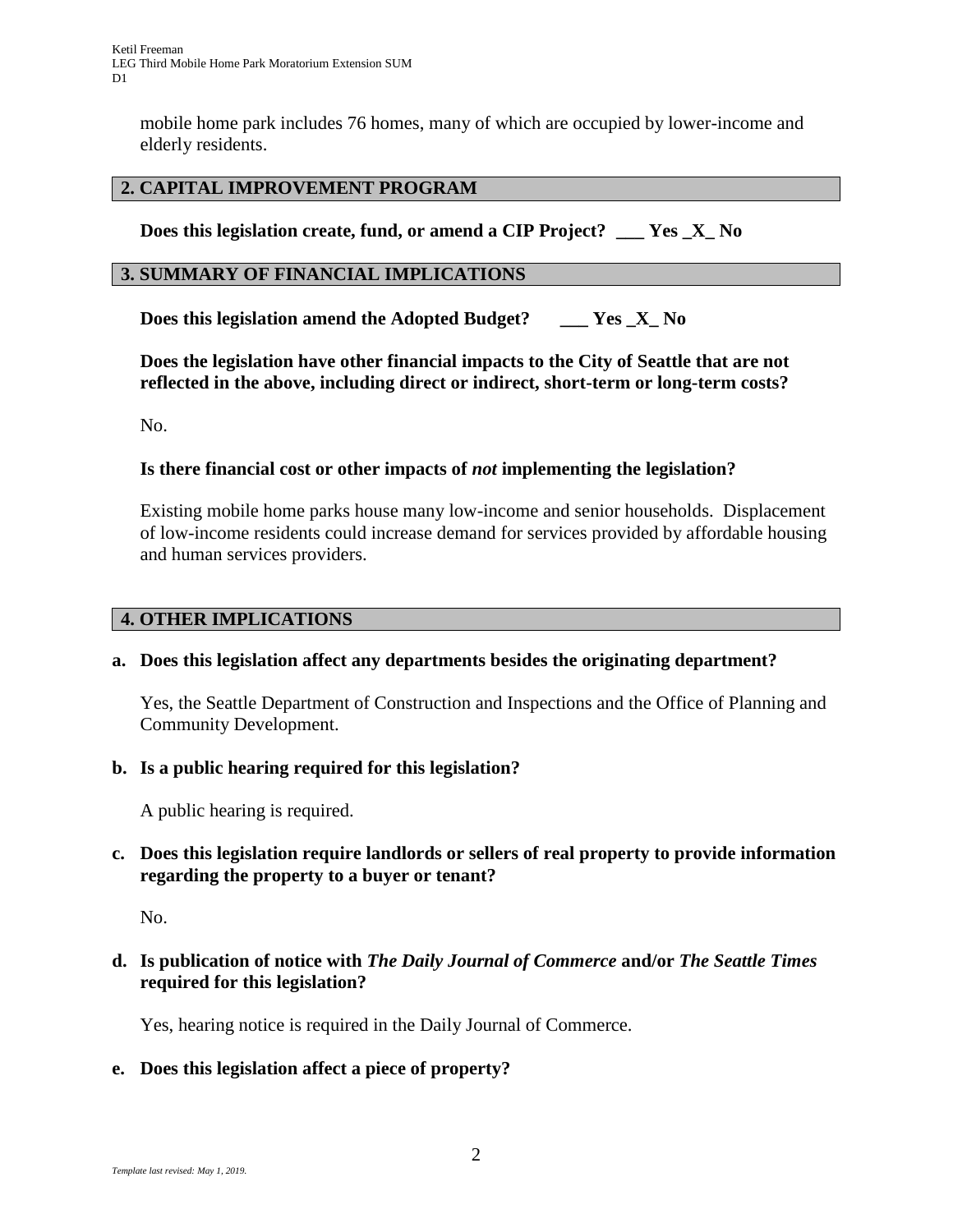mobile home park includes 76 homes, many of which are occupied by lower-income and elderly residents.

## 2. CAPITAL IMPROVEMENT PROGRAM

**Does this legislation create, fund, or amend a CIP Project? ___ Yes _X_ No**

## 3. SUMMARY OF FINANCIAL IMPLICATIONS

**Does this legislation amend the Adopted Budget? ___ Yes _X_ No**

**Does the legislation have other financial impacts to the City of Seattle that are not reflected in the above, including direct or indirect, short-term or long-term costs?**

No.

**Is there financial cost or other impacts of *not* implementing the legislation?**

Existing mobile home parks house many low-income and senior households. Displacement of low-income residents could increase demand for services provided by affordable housing and human services providers.

## 4. OTHER IMPLICATIONS

**a. Does this legislation affect any departments besides the originating department?**

Yes, the Seattle Department of Construction and Inspections and the Office of Planning and Community Development.

**b. Is a public hearing required for this legislation?**

A public hearing is required.

**c. Does this legislation require landlords or sellers of real property to provide information regarding the property to a buyer or tenant?**

No.

**d. Is publication of notice with *The Daily Journal of Commerce* and/or *The Seattle Times* required for this legislation?**

Yes, hearing notice is required in the Daily Journal of Commerce.

**e. Does this legislation affect a piece of property?**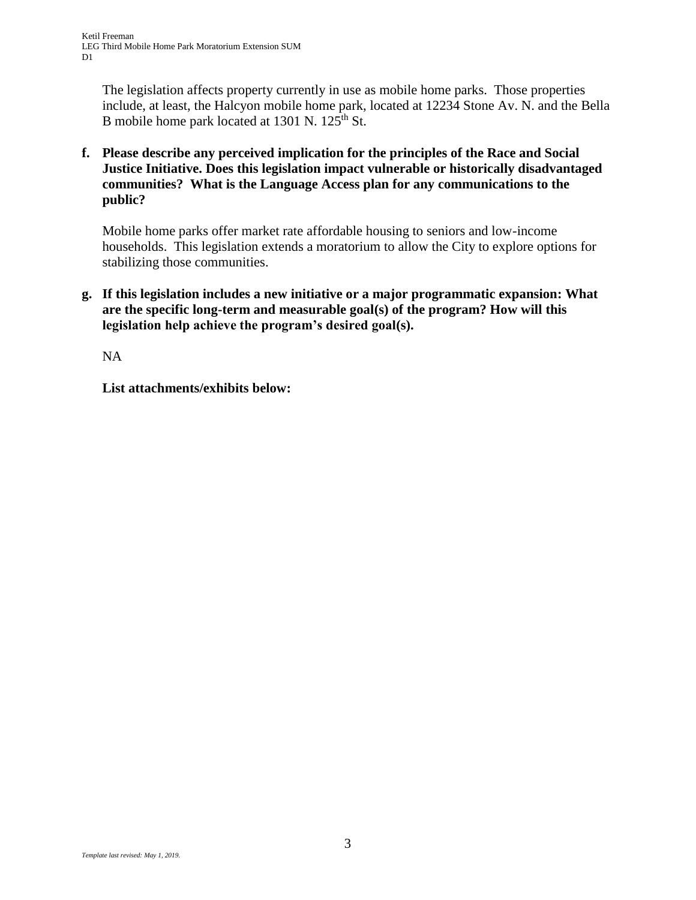The legislation affects property currently in use as mobile home parks. Those properties include, at least, the Halcyon mobile home park, located at 12234 Stone Av. N. and the Bella B mobile home park located at 1301 N. 125th St.

**f. Please describe any perceived implication for the principles of the Race and Social Justice Initiative. Does this legislation impact vulnerable or historically disadvantaged communities? What is the Language Access plan for any communications to the public?**

Mobile home parks offer market rate affordable housing to seniors and low-income households. This legislation extends a moratorium to allow the City to explore options for stabilizing those communities.

**g. If this legislation includes a new initiative or a major programmatic expansion: What are the specific long-term and measurable goal(s) of the program? How will this legislation help achieve the program's desired goal(s).**

NA

**List attachments/exhibits below:**